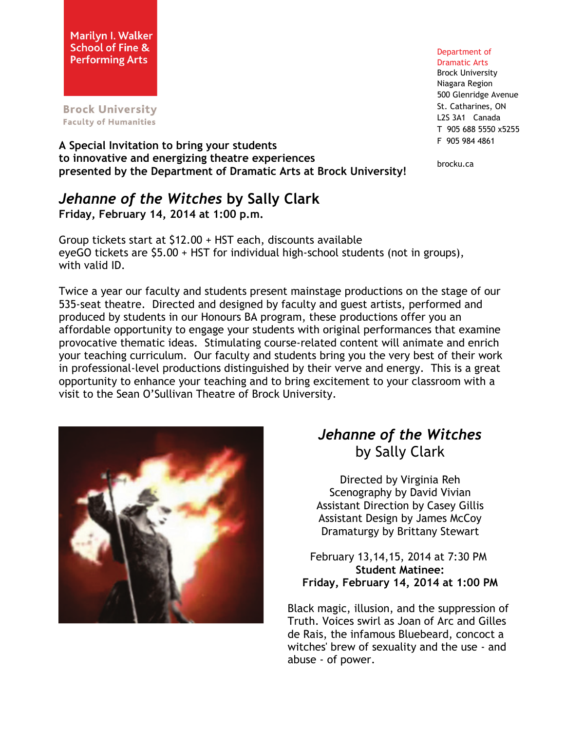Marilyn I. Walker School of Fine & Performing Arts

Brock University
Faculty of Humanities

Department of Dramatic Arts
Brock University
Niagara Region
500 Glenridge Avenue
St. Catharines, ON
L2S 3A1 Canada
T 905 688 5550 x5255
F 905 984 4861

brocku.ca

**A Special Invitation to bring your students to innovative and energizing theatre experiences presented by the Department of Dramatic Arts at Brock University!**

## *Jehanne of the Witches* by Sally Clark

**Friday, February 14, 2014 at 1:00 p.m.**

Group tickets start at $12.00 + HST each, discounts available
eyeGO tickets are $5.00 + HST for individual high-school students (not in groups), with valid ID.

Twice a year our faculty and students present mainstage productions on the stage of our 535-seat theatre. Directed and designed by faculty and guest artists, performed and produced by students in our Honours BA program, these productions offer you an affordable opportunity to engage your students with original performances that examine provocative thematic ideas. Stimulating course-related content will animate and enrich your teaching curriculum. Our faculty and students bring you the very best of their work in professional-level productions distinguished by their verve and energy. This is a great opportunity to enhance your teaching and to bring excitement to your classroom with a visit to the Sean O'Sullivan Theatre of Brock University.

## *Jehanne of the Witches*
by Sally Clark

Directed by Virginia Reh
Scenography by David Vivian
Assistant Direction by Casey Gillis
Assistant Design by James McCoy
Dramaturgy by Brittany Stewart

February 13,14,15, 2014 at 7:30 PM
**Student Matinee:**
**Friday, February 14, 2014 at 1:00 PM**

Black magic, illusion, and the suppression of Truth. Voices swirl as Joan of Arc and Gilles de Rais, the infamous Bluebeard, concoct a witches' brew of sexuality and the use - and abuse - of power.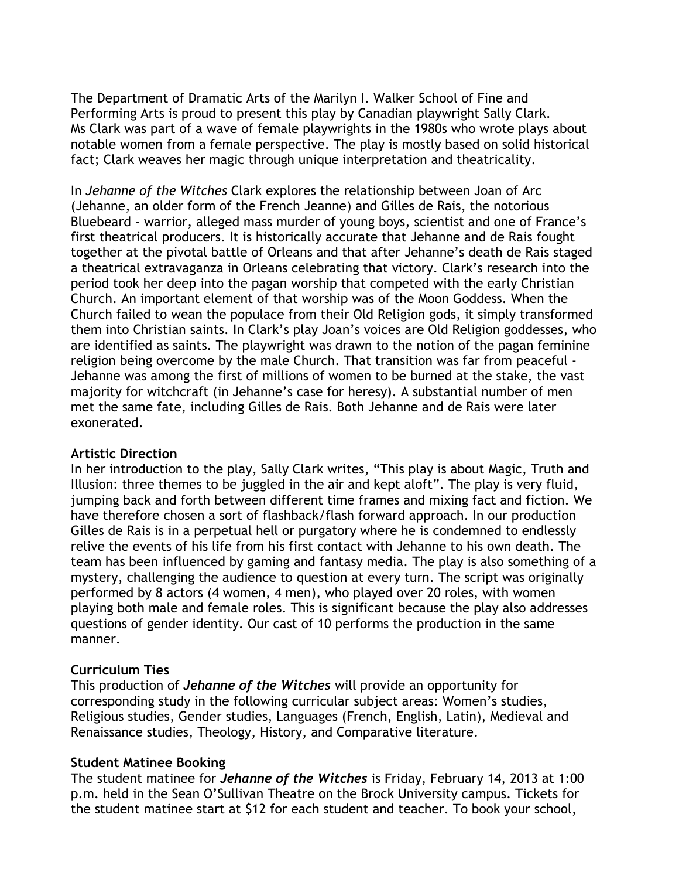The Department of Dramatic Arts of the Marilyn I. Walker School of Fine and Performing Arts is proud to present this play by Canadian playwright Sally Clark. Ms Clark was part of a wave of female playwrights in the 1980s who wrote plays about notable women from a female perspective. The play is mostly based on solid historical fact; Clark weaves her magic through unique interpretation and theatricality.

In *Jehanne of the Witches* Clark explores the relationship between Joan of Arc (Jehanne, an older form of the French Jeanne) and Gilles de Rais, the notorious Bluebeard - warrior, alleged mass murder of young boys, scientist and one of France's first theatrical producers. It is historically accurate that Jehanne and de Rais fought together at the pivotal battle of Orleans and that after Jehanne's death de Rais staged a theatrical extravaganza in Orleans celebrating that victory. Clark's research into the period took her deep into the pagan worship that competed with the early Christian Church. An important element of that worship was of the Moon Goddess. When the Church failed to wean the populace from their Old Religion gods, it simply transformed them into Christian saints. In Clark's play Joan's voices are Old Religion goddesses, who are identified as saints. The playwright was drawn to the notion of the pagan feminine religion being overcome by the male Church. That transition was far from peaceful - Jehanne was among the first of millions of women to be burned at the stake, the vast majority for witchcraft (in Jehanne's case for heresy). A substantial number of men met the same fate, including Gilles de Rais. Both Jehanne and de Rais were later exonerated.

**Artistic Direction**

In her introduction to the play, Sally Clark writes, "This play is about Magic, Truth and Illusion: three themes to be juggled in the air and kept aloft". The play is very fluid, jumping back and forth between different time frames and mixing fact and fiction. We have therefore chosen a sort of flashback/flash forward approach. In our production Gilles de Rais is in a perpetual hell or purgatory where he is condemned to endlessly relive the events of his life from his first contact with Jehanne to his own death. The team has been influenced by gaming and fantasy media. The play is also something of a mystery, challenging the audience to question at every turn. The script was originally performed by 8 actors (4 women, 4 men), who played over 20 roles, with women playing both male and female roles. This is significant because the play also addresses questions of gender identity. Our cast of 10 performs the production in the same manner.

**Curriculum Ties**

This production of ***Jehanne of the Witches*** will provide an opportunity for corresponding study in the following curricular subject areas: Women's studies, Religious studies, Gender studies, Languages (French, English, Latin), Medieval and Renaissance studies, Theology, History, and Comparative literature.

**Student Matinee Booking**

The student matinee for ***Jehanne of the Witches*** is Friday, February 14, 2013 at 1:00 p.m. held in the Sean O'Sullivan Theatre on the Brock University campus. Tickets for the student matinee start at $12 for each student and teacher. To book your school,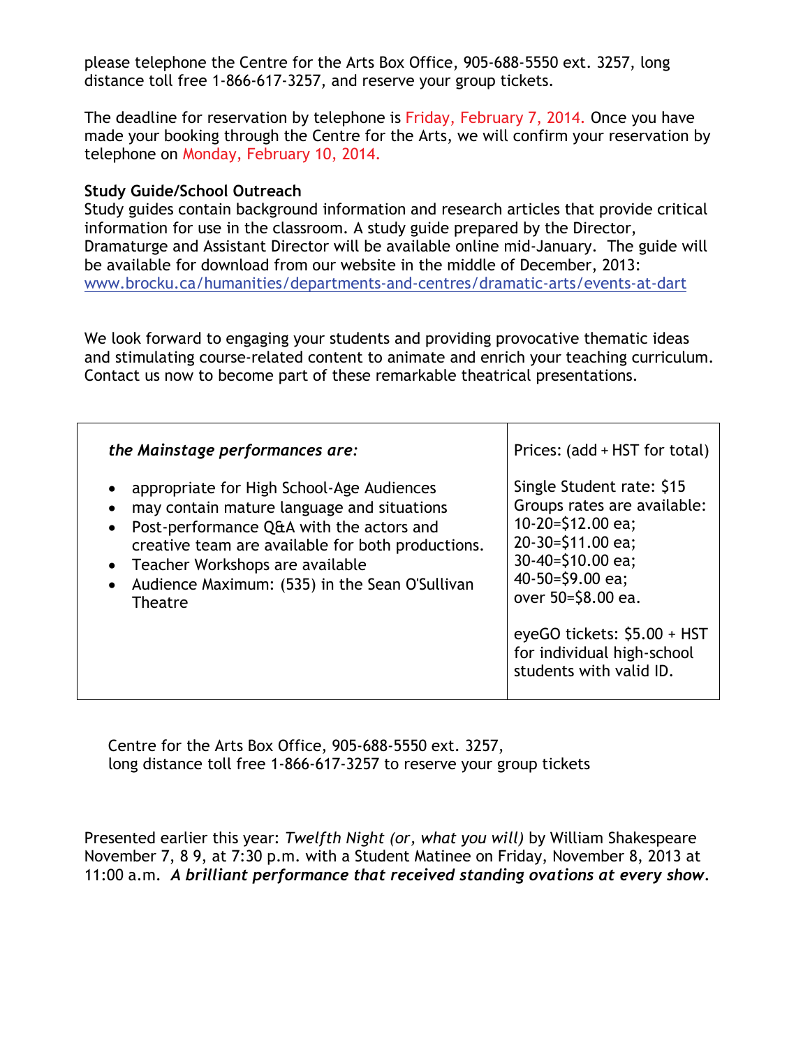please telephone the Centre for the Arts Box Office, 905-688-5550 ext. 3257, long distance toll free 1-866-617-3257, and reserve your group tickets.

The deadline for reservation by telephone is Friday, February 7, 2014. Once you have made your booking through the Centre for the Arts, we will confirm your reservation by telephone on Monday, February 10, 2014.

**Study Guide/School Outreach**
Study guides contain background information and research articles that provide critical information for use in the classroom. A study guide prepared by the Director, Dramaturge and Assistant Director will be available online mid-January. The guide will be available for download from our website in the middle of December, 2013: www.brocku.ca/humanities/departments-and-centres/dramatic-arts/events-at-dart

We look forward to engaging your students and providing provocative thematic ideas and stimulating course-related content to animate and enrich your teaching curriculum. Contact us now to become part of these remarkable theatrical presentations.

| ***the Mainstage performances are:*** | Prices: (add + HST for total) |
|---|---|
| • appropriate for High School-Age Audiences<br>• may contain mature language and situations<br>• Post-performance Q&A with the actors and creative team are available for both productions.<br>• Teacher Workshops are available<br>• Audience Maximum: (535) in the Sean O'Sullivan Theatre | Single Student rate: $15<br>Groups rates are available:<br>10-20=$12.00 ea;<br>20-30=$11.00 ea;<br>30-40=$10.00 ea;<br>40-50=$9.00 ea;<br>over 50=$8.00 ea.<br><br>eyeGO tickets: $5.00 + HST for individual high-school students with valid ID. |

Centre for the Arts Box Office, 905-688-5550 ext. 3257,
long distance toll free 1-866-617-3257 to reserve your group tickets

Presented earlier this year: *Twelfth Night (or, what you will)* by William Shakespeare November 7, 8 9, at 7:30 p.m. with a Student Matinee on Friday, November 8, 2013 at 11:00 a.m. ***A brilliant performance that received standing ovations at every show.***